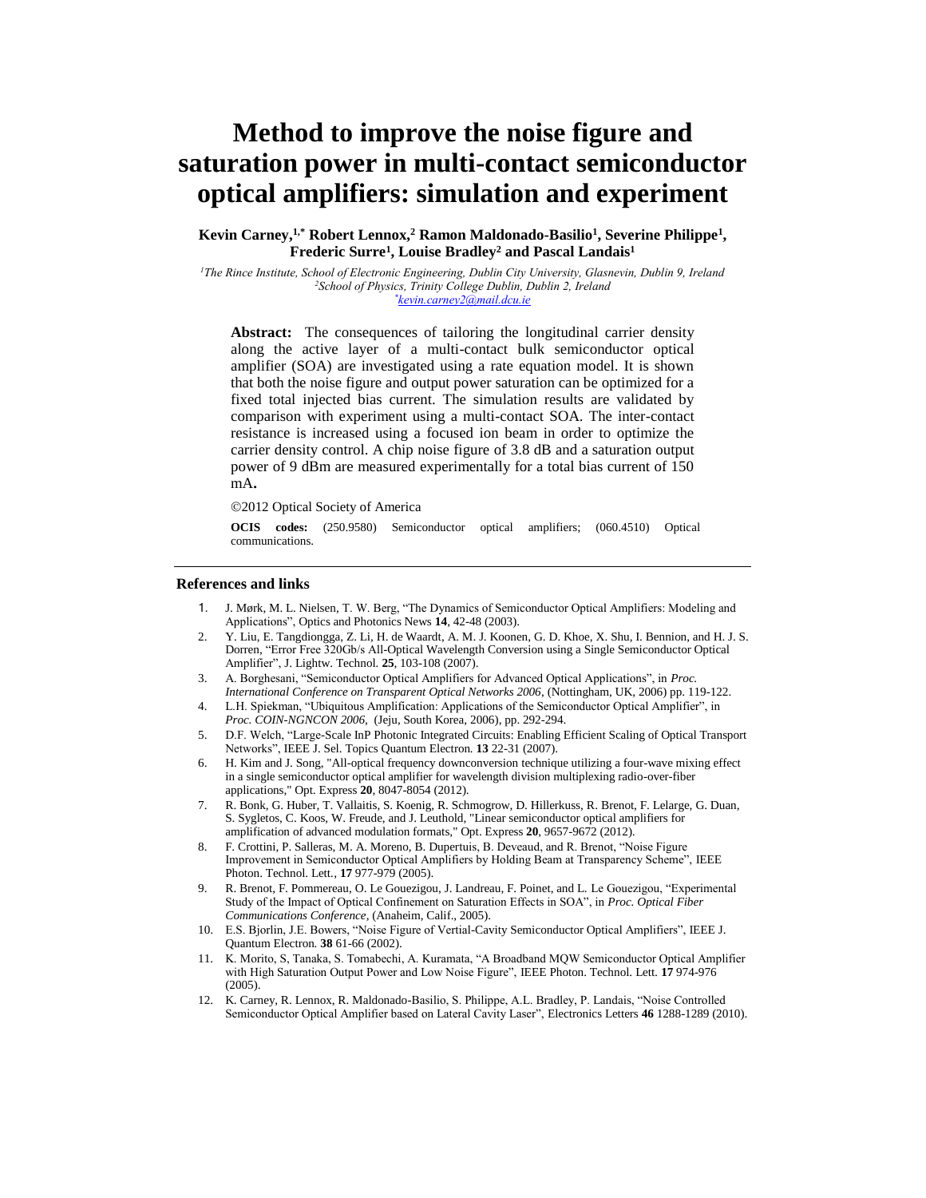# Method to improve the noise figure and saturation power in multi-contact semiconductor optical amplifiers: simulation and experiment

**Kevin Carney,[1,*] Robert Lennox,[2] Ramon Maldonado-Basilio[1], Severine Philippe[1], Frederic Surre[1], Louise Bradley[2] and Pascal Landais[1]**

*[1]The Rince Institute, School of Electronic Engineering, Dublin City University, Glasnevin, Dublin 9, Ireland*
*[2]School of Physics, Trinity College Dublin, Dublin 2, Ireland*
*[*]kevin.carney2@mail.dcu.ie*

**Abstract:** The consequences of tailoring the longitudinal carrier density along the active layer of a multi-contact bulk semiconductor optical amplifier (SOA) are investigated using a rate equation model. It is shown that both the noise figure and output power saturation can be optimized for a fixed total injected bias current. The simulation results are validated by comparison with experiment using a multi-contact SOA. The inter-contact resistance is increased using a focused ion beam in order to optimize the carrier density control. A chip noise figure of 3.8 dB and a saturation output power of 9 dBm are measured experimentally for a total bias current of 150 mA**.**

©2012 Optical Society of America

**OCIS codes:** (250.9580) Semiconductor optical amplifiers; (060.4510) Optical communications.

## References and links

1. J. Mørk, M. L. Nielsen, T. W. Berg, "The Dynamics of Semiconductor Optical Amplifiers: Modeling and Applications", Optics and Photonics News **14**, 42-48 (2003).
2. Y. Liu, E. Tangdiongga, Z. Li, H. de Waardt, A. M. J. Koonen, G. D. Khoe, X. Shu, I. Bennion, and H. J. S. Dorren, "Error Free 320Gb/s All-Optical Wavelength Conversion using a Single Semiconductor Optical Amplifier", J. Lightw. Technol. **25**, 103-108 (2007).
3. A. Borghesani, "Semiconductor Optical Amplifiers for Advanced Optical Applications", in *Proc. International Conference on Transparent Optical Networks 2006*, (Nottingham, UK, 2006) pp. 119-122.
4. L.H. Spiekman, "Ubiquitous Amplification: Applications of the Semiconductor Optical Amplifier", in *Proc. COIN-NGNCON 2006*, (Jeju, South Korea, 2006), pp. 292-294.
5. D.F. Welch, "Large-Scale InP Photonic Integrated Circuits: Enabling Efficient Scaling of Optical Transport Networks", IEEE J. Sel. Topics Quantum Electron. **13** 22-31 (2007).
6. H. Kim and J. Song, "All-optical frequency downconversion technique utilizing a four-wave mixing effect in a single semiconductor optical amplifier for wavelength division multiplexing radio-over-fiber applications," Opt. Express **20**, 8047-8054 (2012).
7. R. Bonk, G. Huber, T. Vallaitis, S. Koenig, R. Schmogrow, D. Hillerkuss, R. Brenot, F. Lelarge, G. Duan, S. Sygletos, C. Koos, W. Freude, and J. Leuthold, "Linear semiconductor optical amplifiers for amplification of advanced modulation formats," Opt. Express **20**, 9657-9672 (2012).
8. F. Crottini, P. Salleras, M. A. Moreno, B. Dupertuis, B. Deveaud, and R. Brenot, "Noise Figure Improvement in Semiconductor Optical Amplifiers by Holding Beam at Transparency Scheme", IEEE Photon. Technol. Lett., **17** 977-979 (2005).
9. R. Brenot, F. Pommereau, O. Le Gouezigou, J. Landreau, F. Poinet, and L. Le Gouezigou, "Experimental Study of the Impact of Optical Confinement on Saturation Effects in SOA", in *Proc. Optical Fiber Communications Conference*, (Anaheim, Calif., 2005).
10. E.S. Bjorlin, J.E. Bowers, "Noise Figure of Vertial-Cavity Semiconductor Optical Amplifiers", IEEE J. Quantum Electron. **38** 61-66 (2002).
11. K. Morito, S, Tanaka, S. Tomabechi, A. Kuramata, "A Broadband MQW Semiconductor Optical Amplifier with High Saturation Output Power and Low Noise Figure", IEEE Photon. Technol. Lett. **17** 974-976 (2005).
12. K. Carney, R. Lennox, R. Maldonado-Basilio, S. Philippe, A.L. Bradley, P. Landais, "Noise Controlled Semiconductor Optical Amplifier based on Lateral Cavity Laser", Electronics Letters **46** 1288-1289 (2010).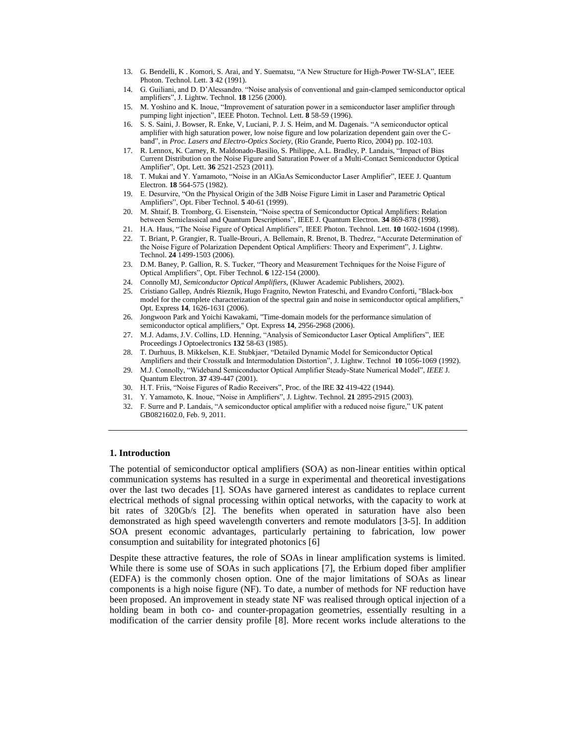13. G. Bendelli, K . Komori, S. Arai, and Y. Suematsu, "A New Structure for High-Power TW-SLA", IEEE Photon. Technol. Lett. **3** 42 (1991).
14. G. Guiliani, and D. D'Alessandro. "Noise analysis of conventional and gain-clamped semiconductor optical amplifiers", J. Lightw. Technol. **18** 1256 (2000).
15. M. Yoshino and K. Inoue, "Improvement of saturation power in a semiconductor laser amplifier through pumping light injection", IEEE Photon. Technol. Lett. **8** 58-59 (1996).
16. S. S. Saini, J. Bowser, R. Enke, V, Luciani, P. J. S. Heim, and M. Dagenais. "A semiconductor optical amplifier with high saturation power, low noise figure and low polarization dependent gain over the C-band", in *Proc. Lasers and Electro-Optics Society*, (Rio Grande, Puerto Rico, 2004) pp. 102-103.
17. R. Lennox, K. Carney, R. Maldonado-Basilio, S. Philippe, A.L. Bradley, P. Landais, "Impact of Bias Current Distribution on the Noise Figure and Saturation Power of a Multi-Contact Semiconductor Optical Amplifier", Opt. Lett. **36** 2521-2523 (2011).
18. T. Mukai and Y. Yamamoto, "Noise in an AlGaAs Semiconductor Laser Amplifier", IEEE J. Quantum Electron. **18** 564-575 (1982).
19. E. Desurvire, "On the Physical Origin of the 3dB Noise Figure Limit in Laser and Parametric Optical Amplifiers", Opt. Fiber Technol. **5** 40-61 (1999).
20. M. Shtaif, B. Tromborg, G. Eisenstein, "Noise spectra of Semiconductor Optical Amplifiers: Relation between Semiclassical and Quantum Descriptions", IEEE J. Quantum Electron. **34** 869-878 (1998).
21. H.A. Haus, "The Noise Figure of Optical Amplifiers", IEEE Photon. Technol. Lett. **10** 1602-1604 (1998).
22. T. Briant, P. Grangier, R. Tualle-Brouri, A. Bellemain, R. Brenot, B. Thedrez, "Accurate Determination of the Noise Figure of Polarization Dependent Optical Amplifiers: Theory and Experiment", J. Lightw. Technol. **24** 1499-1503 (2006).
23. D.M. Baney, P. Gallion, R. S. Tucker, "Theory and Measurement Techniques for the Noise Figure of Optical Amplifiers", Opt. Fiber Technol. **6** 122-154 (2000).
24. Connolly MJ, *Semiconductor Optical Amplifiers*, (Kluwer Academic Publishers, 2002).
25. Cristiano Gallep, Andrés Rieznik, Hugo Fragnito, Newton Frateschi, and Evandro Conforti, "Black-box model for the complete characterization of the spectral gain and noise in semiconductor optical amplifiers," Opt. Express **14**, 1626-1631 (2006).
26. Jongwoon Park and Yoichi Kawakami, "Time-domain models for the performance simulation of semiconductor optical amplifiers," Opt. Express **14**, 2956-2968 (2006).
27. M.J. Adams, J.V. Collins, I.D. Henning, "Analysis of Semiconductor Laser Optical Amplifiers", IEE Proceedings J Optoelectronics **132** 58-63 (1985).
28. T. Durhuus, B. Mikkelsen, K.E. Stubkjaer, "Detailed Dynamic Model for Semiconductor Optical Amplifiers and their Crosstalk and Intermodulation Distortion", J. Lightw. Technol **10** 1056-1069 (1992).
29. M.J. Connolly, "Wideband Semiconductor Optical Amplifier Steady-State Numerical Model", *IEEE* J. Quantum Electron. **37** 439-447 (2001).
30. H.T. Friis, "Noise Figures of Radio Receivers", Proc. of the IRE **32** 419-422 (1944).
31. Y. Yamamoto, K. Inoue, "Noise in Amplifiers", J. Lightw. Technol. **21** 2895-2915 (2003).
32. F. Surre and P. Landais, "A semiconductor optical amplifier with a reduced noise figure," UK patent GB0821602.0, Feb. 9, 2011.

---

## 1. Introduction

The potential of semiconductor optical amplifiers (SOA) as non-linear entities within optical communication systems has resulted in a surge in experimental and theoretical investigations over the last two decades [1]. SOAs have garnered interest as candidates to replace current electrical methods of signal processing within optical networks, with the capacity to work at bit rates of 320Gb/s [2]. The benefits when operated in saturation have also been demonstrated as high speed wavelength converters and remote modulators [3-5]. In addition SOA present economic advantages, particularly pertaining to fabrication, low power consumption and suitability for integrated photonics [6]

Despite these attractive features, the role of SOAs in linear amplification systems is limited. While there is some use of SOAs in such applications [7], the Erbium doped fiber amplifier (EDFA) is the commonly chosen option. One of the major limitations of SOAs as linear components is a high noise figure (NF). To date, a number of methods for NF reduction have been proposed. An improvement in steady state NF was realised through optical injection of a holding beam in both co- and counter-propagation geometries, essentially resulting in a modification of the carrier density profile [8]. More recent works include alterations to the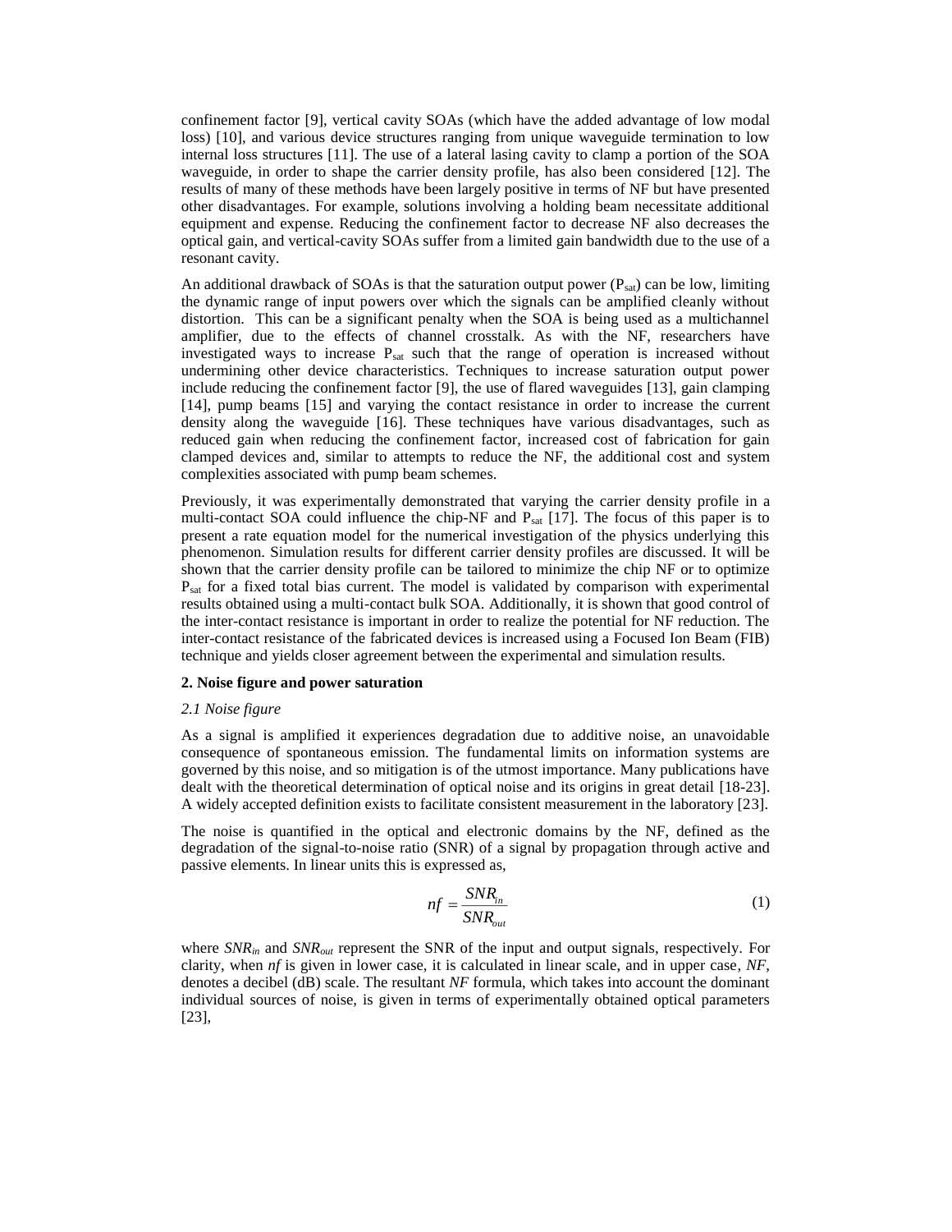confinement factor [9], vertical cavity SOAs (which have the added advantage of low modal loss) [10], and various device structures ranging from unique waveguide termination to low internal loss structures [11]. The use of a lateral lasing cavity to clamp a portion of the SOA waveguide, in order to shape the carrier density profile, has also been considered [12]. The results of many of these methods have been largely positive in terms of NF but have presented other disadvantages. For example, solutions involving a holding beam necessitate additional equipment and expense. Reducing the confinement factor to decrease NF also decreases the optical gain, and vertical-cavity SOAs suffer from a limited gain bandwidth due to the use of a resonant cavity.

An additional drawback of SOAs is that the saturation output power ($P_{sat}$) can be low, limiting the dynamic range of input powers over which the signals can be amplified cleanly without distortion. This can be a significant penalty when the SOA is being used as a multichannel amplifier, due to the effects of channel crosstalk. As with the NF, researchers have investigated ways to increase $P_{sat}$ such that the range of operation is increased without undermining other device characteristics. Techniques to increase saturation output power include reducing the confinement factor [9], the use of flared waveguides [13], gain clamping [14], pump beams [15] and varying the contact resistance in order to increase the current density along the waveguide [16]. These techniques have various disadvantages, such as reduced gain when reducing the confinement factor, increased cost of fabrication for gain clamped devices and, similar to attempts to reduce the NF, the additional cost and system complexities associated with pump beam schemes.

Previously, it was experimentally demonstrated that varying the carrier density profile in a multi-contact SOA could influence the chip-NF and $P_{sat}$ [17]. The focus of this paper is to present a rate equation model for the numerical investigation of the physics underlying this phenomenon. Simulation results for different carrier density profiles are discussed. It will be shown that the carrier density profile can be tailored to minimize the chip NF or to optimize $P_{sat}$ for a fixed total bias current. The model is validated by comparison with experimental results obtained using a multi-contact bulk SOA. Additionally, it is shown that good control of the inter-contact resistance is important in order to realize the potential for NF reduction. The inter-contact resistance of the fabricated devices is increased using a Focused Ion Beam (FIB) technique and yields closer agreement between the experimental and simulation results.

## 2. Noise figure and power saturation

### *2.1 Noise figure*

As a signal is amplified it experiences degradation due to additive noise, an unavoidable consequence of spontaneous emission. The fundamental limits on information systems are governed by this noise, and so mitigation is of the utmost importance. Many publications have dealt with the theoretical determination of optical noise and its origins in great detail [18-23]. A widely accepted definition exists to facilitate consistent measurement in the laboratory [23].

The noise is quantified in the optical and electronic domains by the NF, defined as the degradation of the signal-to-noise ratio (SNR) of a signal by propagation through active and passive elements. In linear units this is expressed as,

$$nf = \frac{SNR_{in}}{SNR_{out}} \tag{1}$$

where $SNR_{in}$ and $SNR_{out}$ represent the SNR of the input and output signals, respectively. For clarity, when $nf$ is given in lower case, it is calculated in linear scale, and in upper case, $NF$, denotes a decibel (dB) scale. The resultant $NF$ formula, which takes into account the dominant individual sources of noise, is given in terms of experimentally obtained optical parameters [23],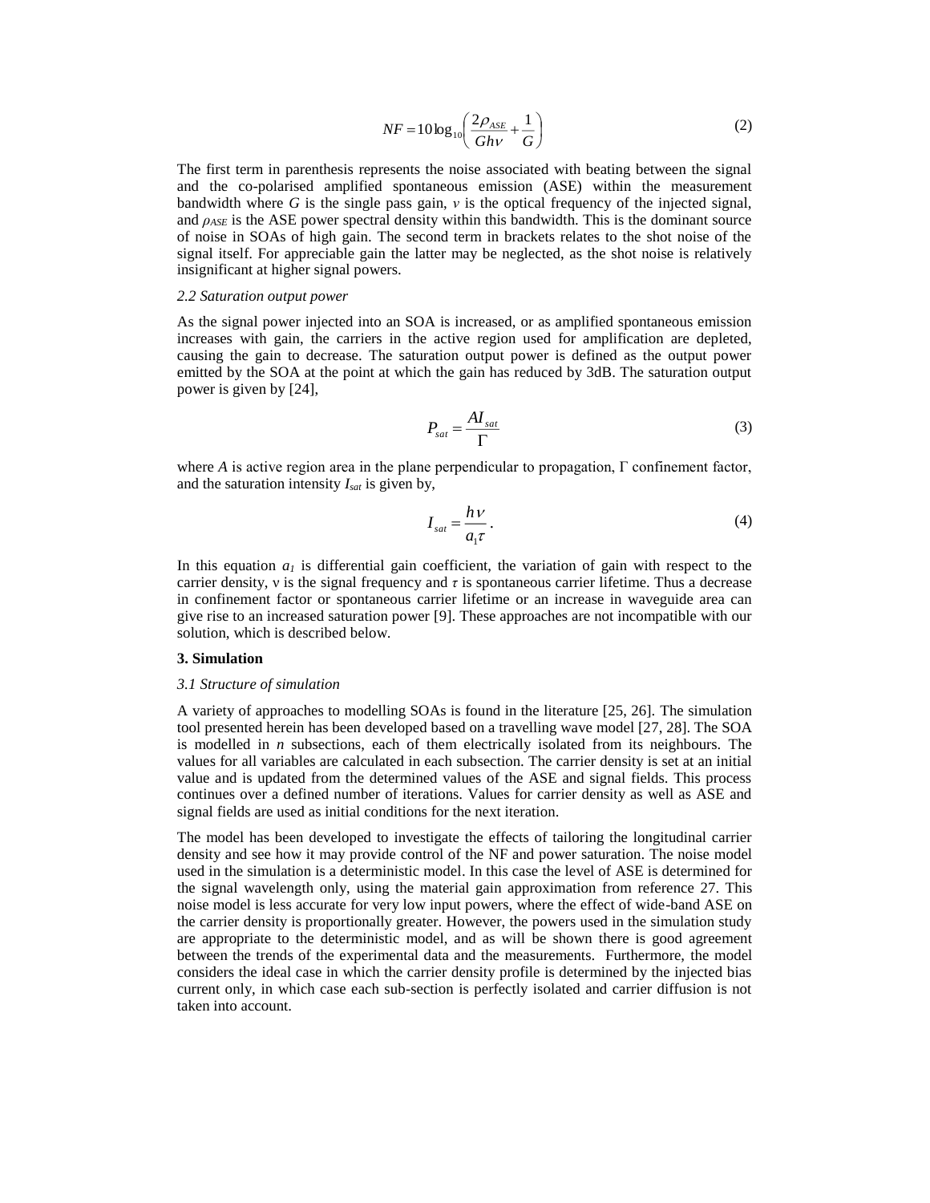$$NF = 10\log_{10}\left(\frac{2\rho_{ASE}}{Gh\nu} + \frac{1}{G}\right) \tag{2}$$

The first term in parenthesis represents the noise associated with beating between the signal and the co-polarised amplified spontaneous emission (ASE) within the measurement bandwidth where $G$ is the single pass gain, $v$ is the optical frequency of the injected signal, and $\rho_{ASE}$ is the ASE power spectral density within this bandwidth. This is the dominant source of noise in SOAs of high gain. The second term in brackets relates to the shot noise of the signal itself. For appreciable gain the latter may be neglected, as the shot noise is relatively insignificant at higher signal powers.

### *2.2 Saturation output power*

As the signal power injected into an SOA is increased, or as amplified spontaneous emission increases with gain, the carriers in the active region used for amplification are depleted, causing the gain to decrease. The saturation output power is defined as the output power emitted by the SOA at the point at which the gain has reduced by 3dB. The saturation output power is given by [24],

$$P_{sat} = \frac{AI_{sat}}{\Gamma} \tag{3}$$

where $A$ is active region area in the plane perpendicular to propagation, $\Gamma$ confinement factor, and the saturation intensity $I_{sat}$ is given by,

$$I_{sat} = \frac{h\nu}{a_1\tau}. \tag{4}$$

In this equation $a_1$ is differential gain coefficient, the variation of gain with respect to the carrier density, ν is the signal frequency and $\tau$ is spontaneous carrier lifetime. Thus a decrease in confinement factor or spontaneous carrier lifetime or an increase in waveguide area can give rise to an increased saturation power [9]. These approaches are not incompatible with our solution, which is described below.

## 3. Simulation

### *3.1 Structure of simulation*

A variety of approaches to modelling SOAs is found in the literature [25, 26]. The simulation tool presented herein has been developed based on a travelling wave model [27, 28]. The SOA is modelled in $n$ subsections, each of them electrically isolated from its neighbours. The values for all variables are calculated in each subsection. The carrier density is set at an initial value and is updated from the determined values of the ASE and signal fields. This process continues over a defined number of iterations. Values for carrier density as well as ASE and signal fields are used as initial conditions for the next iteration.

The model has been developed to investigate the effects of tailoring the longitudinal carrier density and see how it may provide control of the NF and power saturation. The noise model used in the simulation is a deterministic model. In this case the level of ASE is determined for the signal wavelength only, using the material gain approximation from reference 27. This noise model is less accurate for very low input powers, where the effect of wide-band ASE on the carrier density is proportionally greater. However, the powers used in the simulation study are appropriate to the deterministic model, and as will be shown there is good agreement between the trends of the experimental data and the measurements. Furthermore, the model considers the ideal case in which the carrier density profile is determined by the injected bias current only, in which case each sub-section is perfectly isolated and carrier diffusion is not taken into account.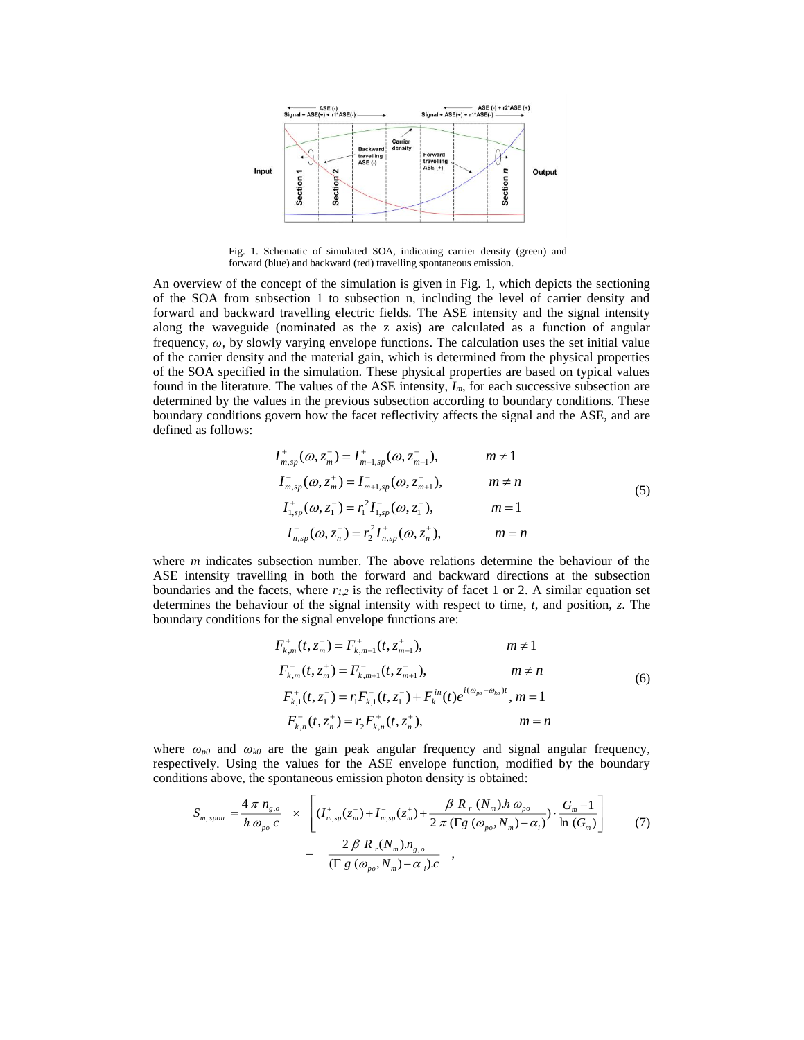Fig. 1. Schematic of simulated SOA, indicating carrier density (green) and forward (blue) and backward (red) travelling spontaneous emission.

An overview of the concept of the simulation is given in Fig. 1, which depicts the sectioning of the SOA from subsection 1 to subsection n, including the level of carrier density and forward and backward travelling electric fields. The ASE intensity and the signal intensity along the waveguide (nominated as the z axis) are calculated as a function of angular frequency, $\omega$, by slowly varying envelope functions. The calculation uses the set initial value of the carrier density and the material gain, which is determined from the physical properties of the SOA specified in the simulation. These physical properties are based on typical values found in the literature. The values of the ASE intensity, $I_m$, for each successive subsection are determined by the values in the previous subsection according to boundary conditions. These boundary conditions govern how the facet reflectivity affects the signal and the ASE, and are defined as follows:

$$
\begin{aligned}
I^{+}_{m,sp}(\omega, z^{-}_{m}) &= I^{+}_{m-1,sp}(\omega, z^{+}_{m-1}), && m \neq 1 \\
I^{-}_{m,sp}(\omega, z^{+}_{m}) &= I^{-}_{m+1,sp}(\omega, z^{-}_{m+1}), && m \neq n \\
I^{+}_{1,sp}(\omega, z^{-}_{1}) &= r_1^2 I^{-}_{1,sp}(\omega, z^{-}_{1}), && m = 1 \\
I^{-}_{n,sp}(\omega, z^{+}_{n}) &= r_2^2 I^{+}_{n,sp}(\omega, z^{+}_{n}), && m = n
\end{aligned}
\tag{5}
$$

where $m$ indicates subsection number. The above relations determine the behaviour of the ASE intensity travelling in both the forward and backward directions at the subsection boundaries and the facets, where $r_{1,2}$ is the reflectivity of facet 1 or 2. A similar equation set determines the behaviour of the signal intensity with respect to time, $t$, and position, $z$. The boundary conditions for the signal envelope functions are:

$$
\begin{aligned}
F^{+}_{k,m}(t, z^{-}_{m}) &= F^{+}_{k,m-1}(t, z^{+}_{m-1}), && m \neq 1 \\
F^{-}_{k,m}(t, z^{+}_{m}) &= F^{-}_{k,m+1}(t, z^{-}_{m+1}), && m \neq n \\
F^{+}_{k,1}(t, z^{-}_{1}) &= r_1 F^{-}_{k,1}(t, z^{-}_{1}) + F^{in}_{k}(t) e^{i(\omega_{po} - \omega_{ko})t}, && m = 1 \\
F^{-}_{k,n}(t, z^{+}_{n}) &= r_2 F^{+}_{k,n}(t, z^{+}_{n}), && m = n
\end{aligned}
\tag{6}
$$

where $\omega_{p0}$ and $\omega_{k0}$ are the gain peak angular frequency and signal angular frequency, respectively. Using the values for the ASE envelope function, modified by the boundary conditions above, the spontaneous emission photon density is obtained:

$$
S_{m,spon} = \frac{4\pi\, n_{g,o}}{\hbar\, \omega_{po}\, c} \times \left[ \left( I^{+}_{m,sp}(z^{-}_{m}) + I^{-}_{m,sp}(z^{+}_{m}) + \frac{\beta\, R_r\,(N_m).\hbar\, \omega_{po}}{2\pi\,(\Gamma g\,(\omega_{po}, N_m) - \alpha_i)} \right) \cdot \frac{G_m - 1}{\ln\,(G_m)} \right] - \frac{2\,\beta\, R_r(N_m).n_{g,o}}{(\Gamma\, g\,(\omega_{po}, N_m) - \alpha_i).c} \quad , \tag{7}
$$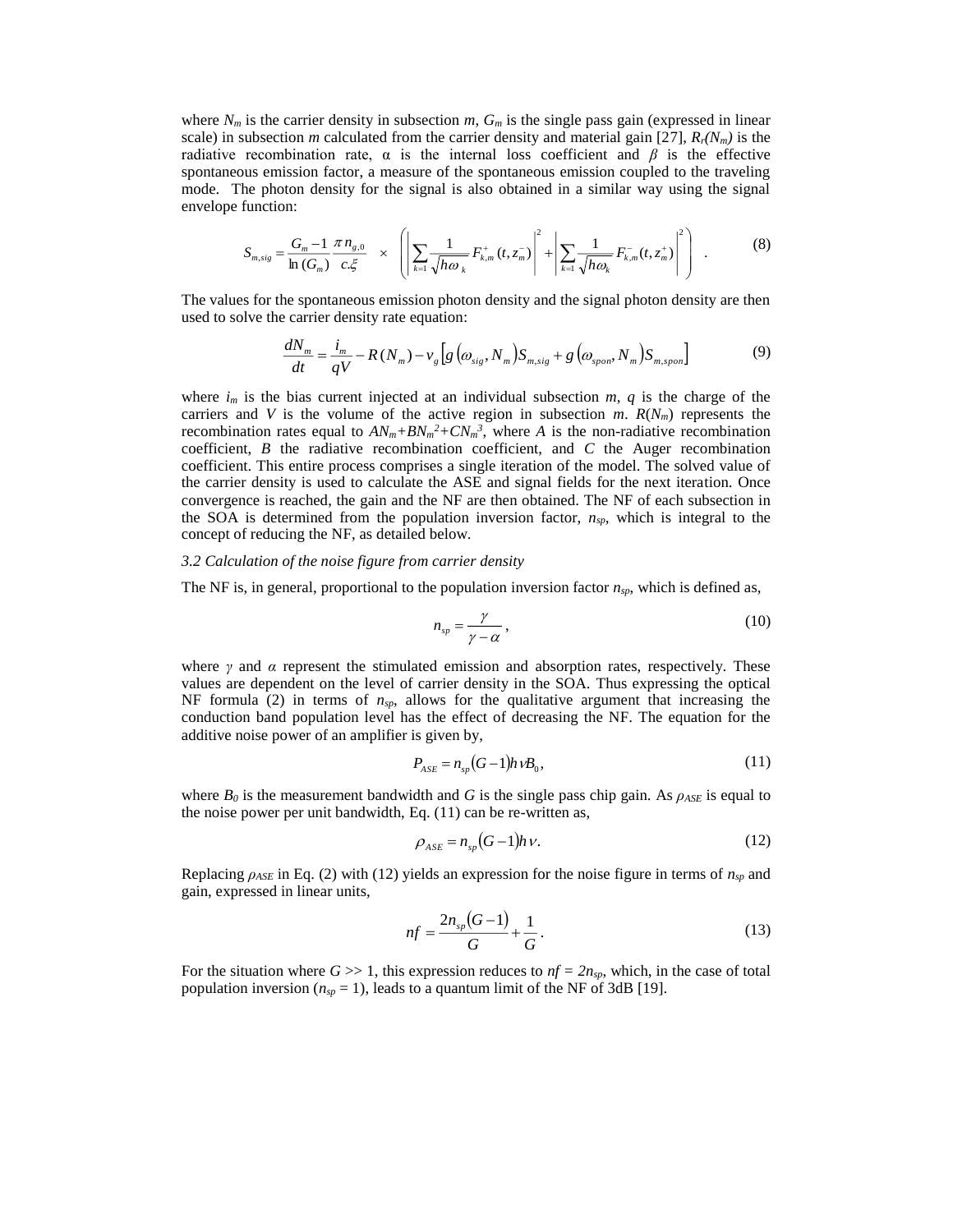where $N_m$ is the carrier density in subsection $m$, $G_m$ is the single pass gain (expressed in linear scale) in subsection $m$ calculated from the carrier density and material gain [27], $R_r(N_m)$ is the radiative recombination rate, α is the internal loss coefficient and $\beta$ is the effective spontaneous emission factor, a measure of the spontaneous emission coupled to the traveling mode. The photon density for the signal is also obtained in a similar way using the signal envelope function:

$$S_{m,sig} = \frac{G_m - 1}{\ln(G_m)} \frac{\pi n_{g,0}}{c.\xi} \times \left( \left| \sum_{k=1} \frac{1}{\sqrt{h\omega_k}} F^{+}_{k,m}(t, z^{-}_m) \right|^2 + \left| \sum_{k=1} \frac{1}{\sqrt{h\omega_k}} F^{-}_{k,m}(t, z^{+}_m) \right|^2 \right) \quad . \tag{8}$$

The values for the spontaneous emission photon density and the signal photon density are then used to solve the carrier density rate equation:

$$\frac{dN_m}{dt} = \frac{i_m}{qV} - R(N_m) - v_g \left[ g(\omega_{sig}, N_m) S_{m,sig} + g(\omega_{spon}, N_m) S_{m,spon} \right] \tag{9}$$

where $i_m$ is the bias current injected at an individual subsection $m$, $q$ is the charge of the carriers and $V$ is the volume of the active region in subsection $m$. $R(N_m)$ represents the recombination rates equal to $AN_m+BN_m^2+CN_m^3$, where $A$ is the non-radiative recombination coefficient, $B$ the radiative recombination coefficient, and $C$ the Auger recombination coefficient. This entire process comprises a single iteration of the model. The solved value of the carrier density is used to calculate the ASE and signal fields for the next iteration. Once convergence is reached, the gain and the NF are then obtained. The NF of each subsection in the SOA is determined from the population inversion factor, $n_{sp}$, which is integral to the concept of reducing the NF, as detailed below.

### *3.2 Calculation of the noise figure from carrier density*

The NF is, in general, proportional to the population inversion factor $n_{sp}$, which is defined as,

$$n_{sp} = \frac{\gamma}{\gamma - \alpha}, \tag{10}$$

where $\gamma$ and $\alpha$ represent the stimulated emission and absorption rates, respectively. These values are dependent on the level of carrier density in the SOA. Thus expressing the optical NF formula (2) in terms of $n_{sp}$, allows for the qualitative argument that increasing the conduction band population level has the effect of decreasing the NF. The equation for the additive noise power of an amplifier is given by,

$$P_{ASE} = n_{sp}(G-1)h\nu B_0, \tag{11}$$

where $B_0$ is the measurement bandwidth and $G$ is the single pass chip gain. As $\rho_{ASE}$ is equal to the noise power per unit bandwidth, Eq. (11) can be re-written as,

$$\rho_{ASE} = n_{sp}(G-1)h\nu. \tag{12}$$

Replacing $\rho_{ASE}$ in Eq. (2) with (12) yields an expression for the noise figure in terms of $n_{sp}$ and gain, expressed in linear units,

$$nf = \frac{2n_{sp}(G-1)}{G} + \frac{1}{G}. \tag{13}$$

For the situation where $G >> 1$, this expression reduces to $nf = 2n_{sp}$, which, in the case of total population inversion ($n_{sp} = 1$), leads to a quantum limit of the NF of 3dB [19].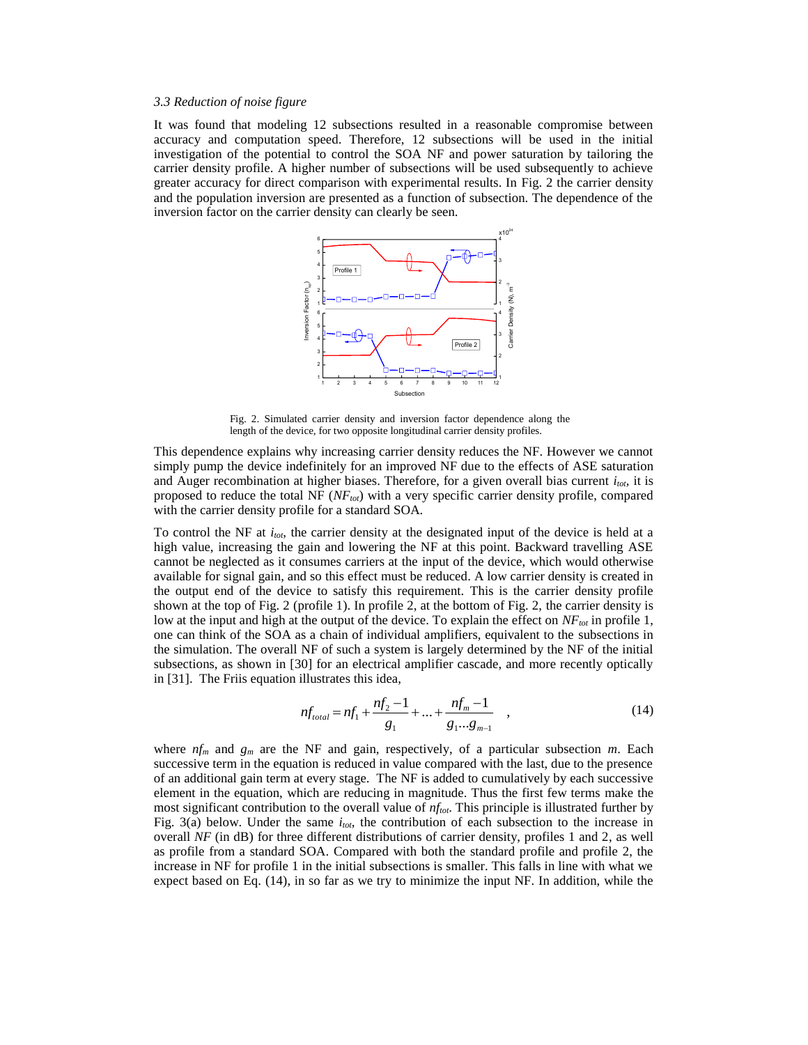### *3.3 Reduction of noise figure*

It was found that modeling 12 subsections resulted in a reasonable compromise between accuracy and computation speed. Therefore, 12 subsections will be used in the initial investigation of the potential to control the SOA NF and power saturation by tailoring the carrier density profile. A higher number of subsections will be used subsequently to achieve greater accuracy for direct comparison with experimental results. In Fig. 2 the carrier density and the population inversion are presented as a function of subsection. The dependence of the inversion factor on the carrier density can clearly be seen.

Fig. 2. Simulated carrier density and inversion factor dependence along the length of the device, for two opposite longitudinal carrier density profiles.

This dependence explains why increasing carrier density reduces the NF. However we cannot simply pump the device indefinitely for an improved NF due to the effects of ASE saturation and Auger recombination at higher biases. Therefore, for a given overall bias current $i_{tot}$, it is proposed to reduce the total NF ($NF_{tot}$) with a very specific carrier density profile, compared with the carrier density profile for a standard SOA.

To control the NF at $i_{tot}$, the carrier density at the designated input of the device is held at a high value, increasing the gain and lowering the NF at this point. Backward travelling ASE cannot be neglected as it consumes carriers at the input of the device, which would otherwise available for signal gain, and so this effect must be reduced. A low carrier density is created in the output end of the device to satisfy this requirement. This is the carrier density profile shown at the top of Fig. 2 (profile 1). In profile 2, at the bottom of Fig. 2, the carrier density is low at the input and high at the output of the device. To explain the effect on $NF_{tot}$ in profile 1, one can think of the SOA as a chain of individual amplifiers, equivalent to the subsections in the simulation. The overall NF of such a system is largely determined by the NF of the initial subsections, as shown in [30] for an electrical amplifier cascade, and more recently optically in [31]. The Friis equation illustrates this idea,

$$nf_{total} = nf_1 + \frac{nf_2 - 1}{g_1} + \ldots + \frac{nf_m - 1}{g_1 \ldots g_{m-1}} \quad , \tag{14}$$

where $nf_m$ and $g_m$ are the NF and gain, respectively, of a particular subsection $m$. Each successive term in the equation is reduced in value compared with the last, due to the presence of an additional gain term at every stage. The NF is added to cumulatively by each successive element in the equation, which are reducing in magnitude. Thus the first few terms make the most significant contribution to the overall value of $nf_{tot}$. This principle is illustrated further by Fig. 3(a) below. Under the same $i_{tot}$, the contribution of each subsection to the increase in overall $NF$ (in dB) for three different distributions of carrier density, profiles 1 and 2, as well as profile from a standard SOA. Compared with both the standard profile and profile 2, the increase in NF for profile 1 in the initial subsections is smaller. This falls in line with what we expect based on Eq. (14), in so far as we try to minimize the input NF. In addition, while the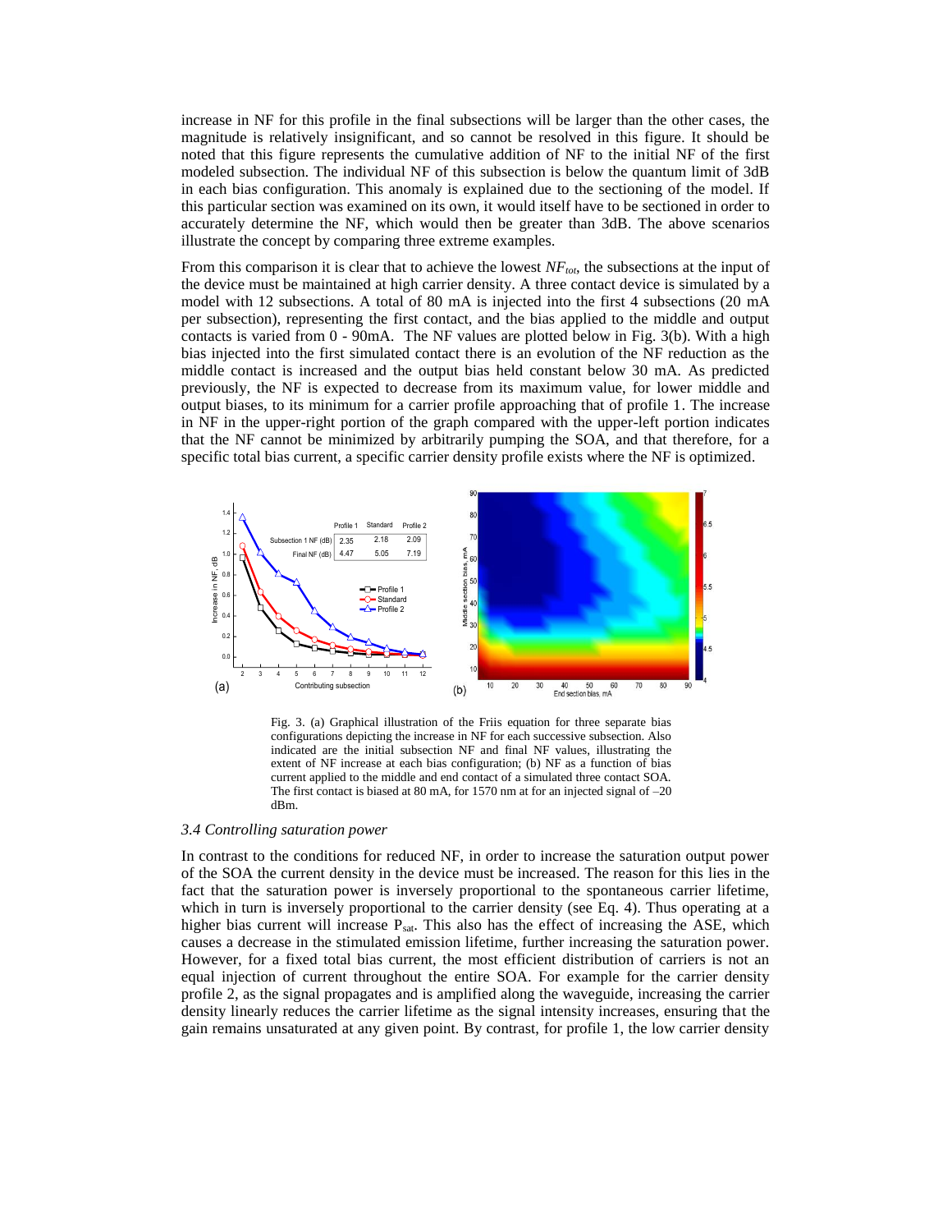increase in NF for this profile in the final subsections will be larger than the other cases, the magnitude is relatively insignificant, and so cannot be resolved in this figure. It should be noted that this figure represents the cumulative addition of NF to the initial NF of the first modeled subsection. The individual NF of this subsection is below the quantum limit of 3dB in each bias configuration. This anomaly is explained due to the sectioning of the model. If this particular section was examined on its own, it would itself have to be sectioned in order to accurately determine the NF, which would then be greater than 3dB. The above scenarios illustrate the concept by comparing three extreme examples.

From this comparison it is clear that to achieve the lowest $NF_{tot}$, the subsections at the input of the device must be maintained at high carrier density. A three contact device is simulated by a model with 12 subsections. A total of 80 mA is injected into the first 4 subsections (20 mA per subsection), representing the first contact, and the bias applied to the middle and output contacts is varied from 0 - 90mA. The NF values are plotted below in Fig. 3(b). With a high bias injected into the first simulated contact there is an evolution of the NF reduction as the middle contact is increased and the output bias held constant below 30 mA. As predicted previously, the NF is expected to decrease from its maximum value, for lower middle and output biases, to its minimum for a carrier profile approaching that of profile 1. The increase in NF in the upper-right portion of the graph compared with the upper-left portion indicates that the NF cannot be minimized by arbitrarily pumping the SOA, and that therefore, for a specific total bias current, a specific carrier density profile exists where the NF is optimized.

|  | Profile 1 | Standard | Profile 2 |
| --- | --- | --- | --- |
| Subsection 1 NF (dB) | 2.35 | 2.18 | 2.09 |
| Final NF (dB) | 4.47 | 5.05 | 7.19 |

Fig. 3. (a) Graphical illustration of the Friis equation for three separate bias configurations depicting the increase in NF for each successive subsection. Also indicated are the initial subsection NF and final NF values, illustrating the extent of NF increase at each bias configuration; (b) NF as a function of bias current applied to the middle and end contact of a simulated three contact SOA. The first contact is biased at 80 mA, for 1570 nm at for an injected signal of –20 dBm.

### *3.4 Controlling saturation power*

In contrast to the conditions for reduced NF, in order to increase the saturation output power of the SOA the current density in the device must be increased. The reason for this lies in the fact that the saturation power is inversely proportional to the spontaneous carrier lifetime, which in turn is inversely proportional to the carrier density (see Eq. 4). Thus operating at a higher bias current will increase $P_{sat}$. This also has the effect of increasing the ASE, which causes a decrease in the stimulated emission lifetime, further increasing the saturation power. However, for a fixed total bias current, the most efficient distribution of carriers is not an equal injection of current throughout the entire SOA. For example for the carrier density profile 2, as the signal propagates and is amplified along the waveguide, increasing the carrier density linearly reduces the carrier lifetime as the signal intensity increases, ensuring that the gain remains unsaturated at any given point. By contrast, for profile 1, the low carrier density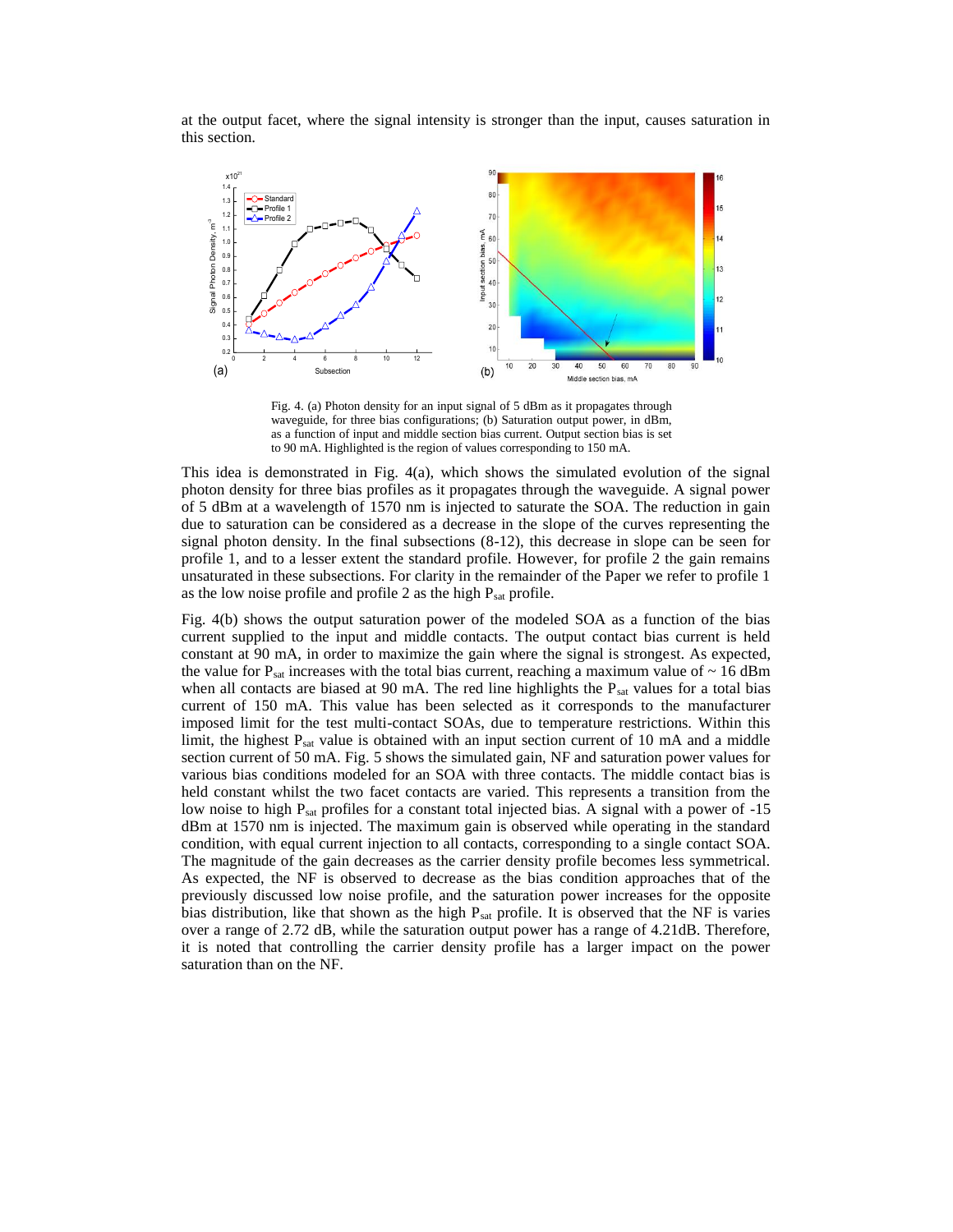at the output facet, where the signal intensity is stronger than the input, causes saturation in this section.

Fig. 4. (a) Photon density for an input signal of 5 dBm as it propagates through waveguide, for three bias configurations; (b) Saturation output power, in dBm, as a function of input and middle section bias current. Output section bias is set to 90 mA. Highlighted is the region of values corresponding to 150 mA.

This idea is demonstrated in Fig. 4(a), which shows the simulated evolution of the signal photon density for three bias profiles as it propagates through the waveguide. A signal power of 5 dBm at a wavelength of 1570 nm is injected to saturate the SOA. The reduction in gain due to saturation can be considered as a decrease in the slope of the curves representing the signal photon density. In the final subsections (8-12), this decrease in slope can be seen for profile 1, and to a lesser extent the standard profile. However, for profile 2 the gain remains unsaturated in these subsections. For clarity in the remainder of the Paper we refer to profile 1 as the low noise profile and profile 2 as the high $P_{sat}$ profile.

Fig. 4(b) shows the output saturation power of the modeled SOA as a function of the bias current supplied to the input and middle contacts. The output contact bias current is held constant at 90 mA, in order to maximize the gain where the signal is strongest. As expected, the value for $P_{sat}$ increases with the total bias current, reaching a maximum value of ~ 16 dBm when all contacts are biased at 90 mA. The red line highlights the $P_{sat}$ values for a total bias current of 150 mA. This value has been selected as it corresponds to the manufacturer imposed limit for the test multi-contact SOAs, due to temperature restrictions. Within this limit, the highest $P_{sat}$ value is obtained with an input section current of 10 mA and a middle section current of 50 mA. Fig. 5 shows the simulated gain, NF and saturation power values for various bias conditions modeled for an SOA with three contacts. The middle contact bias is held constant whilst the two facet contacts are varied. This represents a transition from the low noise to high $P_{sat}$ profiles for a constant total injected bias. A signal with a power of -15 dBm at 1570 nm is injected. The maximum gain is observed while operating in the standard condition, with equal current injection to all contacts, corresponding to a single contact SOA. The magnitude of the gain decreases as the carrier density profile becomes less symmetrical. As expected, the NF is observed to decrease as the bias condition approaches that of the previously discussed low noise profile, and the saturation power increases for the opposite bias distribution, like that shown as the high $P_{sat}$ profile. It is observed that the NF is varies over a range of 2.72 dB, while the saturation output power has a range of 4.21dB. Therefore, it is noted that controlling the carrier density profile has a larger impact on the power saturation than on the NF.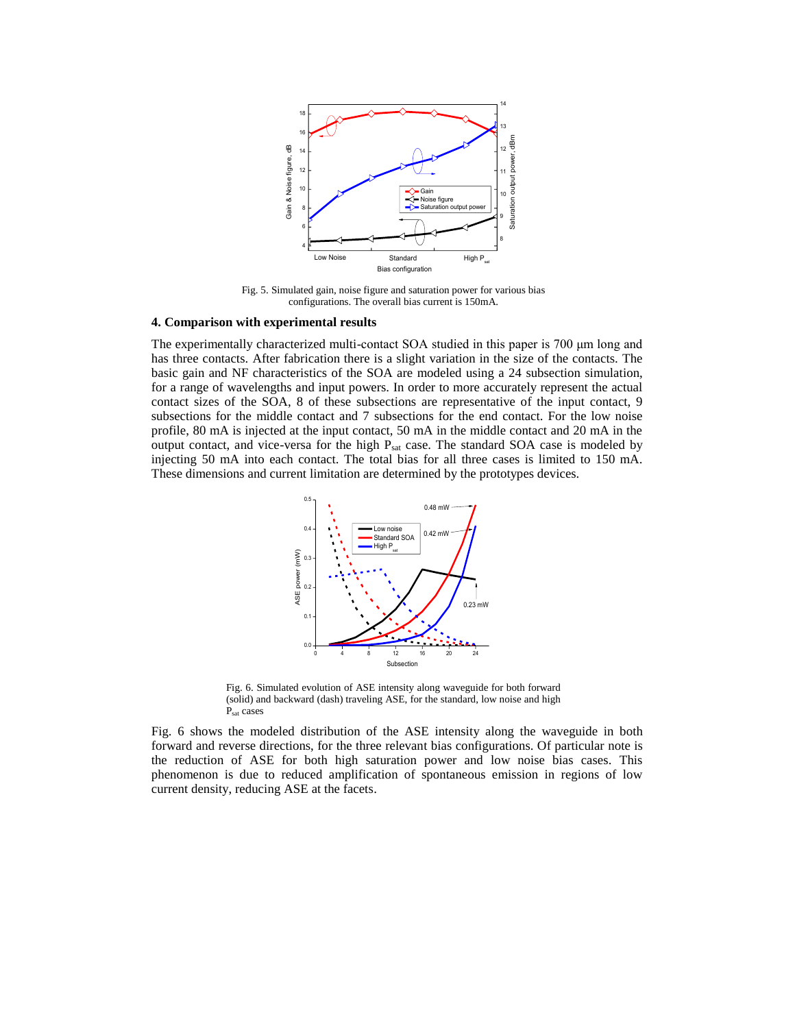Fig. 5. Simulated gain, noise figure and saturation power for various bias configurations. The overall bias current is 150mA.

## 4. Comparison with experimental results

The experimentally characterized multi-contact SOA studied in this paper is 700 μm long and has three contacts. After fabrication there is a slight variation in the size of the contacts. The basic gain and NF characteristics of the SOA are modeled using a 24 subsection simulation, for a range of wavelengths and input powers. In order to more accurately represent the actual contact sizes of the SOA, 8 of these subsections are representative of the input contact, 9 subsections for the middle contact and 7 subsections for the end contact. For the low noise profile, 80 mA is injected at the input contact, 50 mA in the middle contact and 20 mA in the output contact, and vice-versa for the high $P_{sat}$ case. The standard SOA case is modeled by injecting 50 mA into each contact. The total bias for all three cases is limited to 150 mA. These dimensions and current limitation are determined by the prototypes devices.

Fig. 6. Simulated evolution of ASE intensity along waveguide for both forward (solid) and backward (dash) traveling ASE, for the standard, low noise and high $P_{sat}$ cases

Fig. 6 shows the modeled distribution of the ASE intensity along the waveguide in both forward and reverse directions, for the three relevant bias configurations. Of particular note is the reduction of ASE for both high saturation power and low noise bias cases. This phenomenon is due to reduced amplification of spontaneous emission in regions of low current density, reducing ASE at the facets.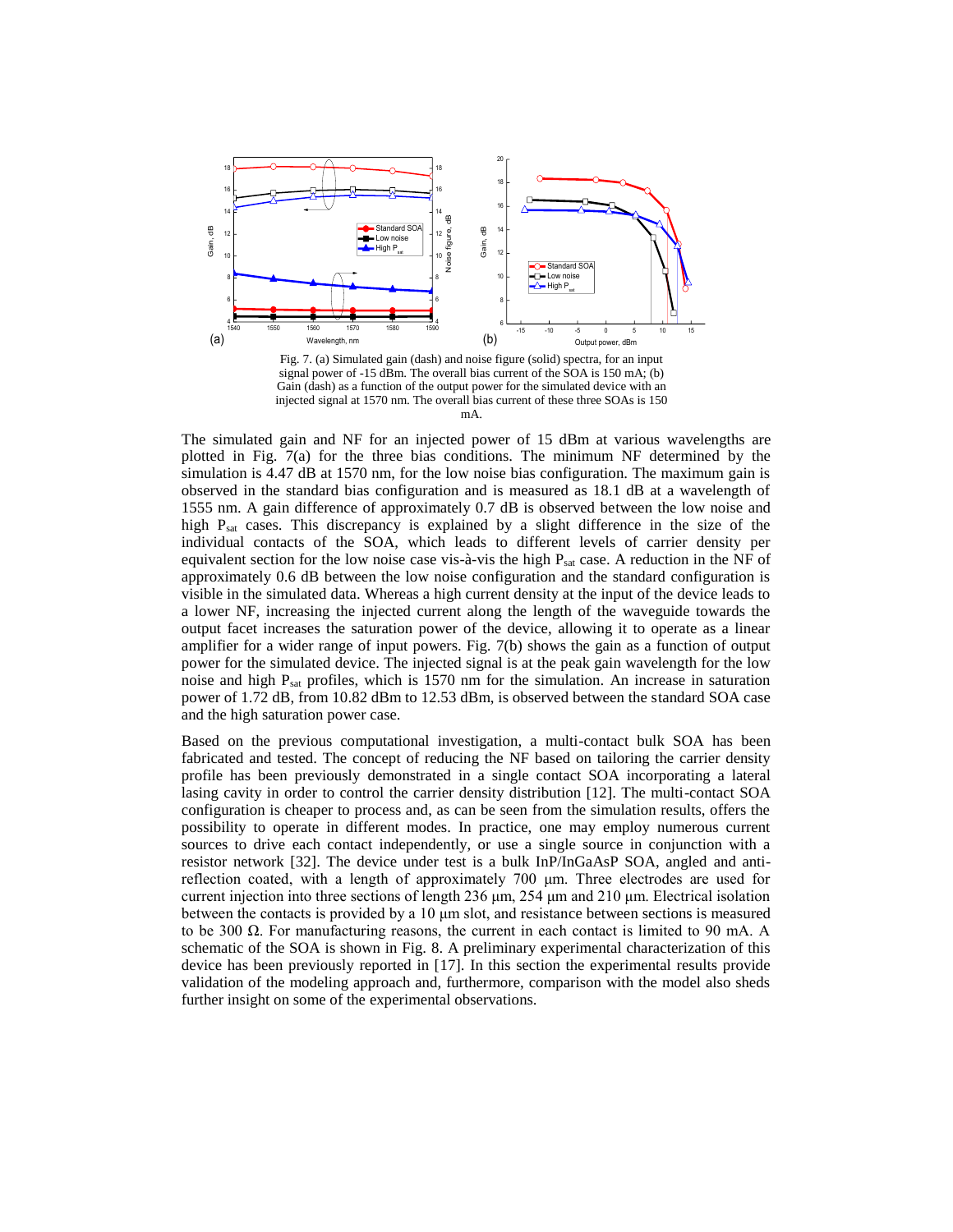Fig. 7. (a) Simulated gain (dash) and noise figure (solid) spectra, for an input signal power of -15 dBm. The overall bias current of the SOA is 150 mA; (b) Gain (dash) as a function of the output power for the simulated device with an injected signal at 1570 nm. The overall bias current of these three SOAs is 150 mA.

The simulated gain and NF for an injected power of 15 dBm at various wavelengths are plotted in Fig. 7(a) for the three bias conditions. The minimum NF determined by the simulation is 4.47 dB at 1570 nm, for the low noise bias configuration. The maximum gain is observed in the standard bias configuration and is measured as 18.1 dB at a wavelength of 1555 nm. A gain difference of approximately 0.7 dB is observed between the low noise and high $P_{sat}$ cases. This discrepancy is explained by a slight difference in the size of the individual contacts of the SOA, which leads to different levels of carrier density per equivalent section for the low noise case vis-à-vis the high $P_{sat}$ case. A reduction in the NF of approximately 0.6 dB between the low noise configuration and the standard configuration is visible in the simulated data. Whereas a high current density at the input of the device leads to a lower NF, increasing the injected current along the length of the waveguide towards the output facet increases the saturation power of the device, allowing it to operate as a linear amplifier for a wider range of input powers. Fig. 7(b) shows the gain as a function of output power for the simulated device. The injected signal is at the peak gain wavelength for the low noise and high $P_{sat}$ profiles, which is 1570 nm for the simulation. An increase in saturation power of 1.72 dB, from 10.82 dBm to 12.53 dBm, is observed between the standard SOA case and the high saturation power case.

Based on the previous computational investigation, a multi-contact bulk SOA has been fabricated and tested. The concept of reducing the NF based on tailoring the carrier density profile has been previously demonstrated in a single contact SOA incorporating a lateral lasing cavity in order to control the carrier density distribution [12]. The multi-contact SOA configuration is cheaper to process and, as can be seen from the simulation results, offers the possibility to operate in different modes. In practice, one may employ numerous current sources to drive each contact independently, or use a single source in conjunction with a resistor network [32]. The device under test is a bulk InP/InGaAsP SOA, angled and anti-reflection coated, with a length of approximately 700 μm. Three electrodes are used for current injection into three sections of length 236 μm, 254 μm and 210 μm. Electrical isolation between the contacts is provided by a 10 μm slot, and resistance between sections is measured to be 300 Ω. For manufacturing reasons, the current in each contact is limited to 90 mA. A schematic of the SOA is shown in Fig. 8. A preliminary experimental characterization of this device has been previously reported in [17]. In this section the experimental results provide validation of the modeling approach and, furthermore, comparison with the model also sheds further insight on some of the experimental observations.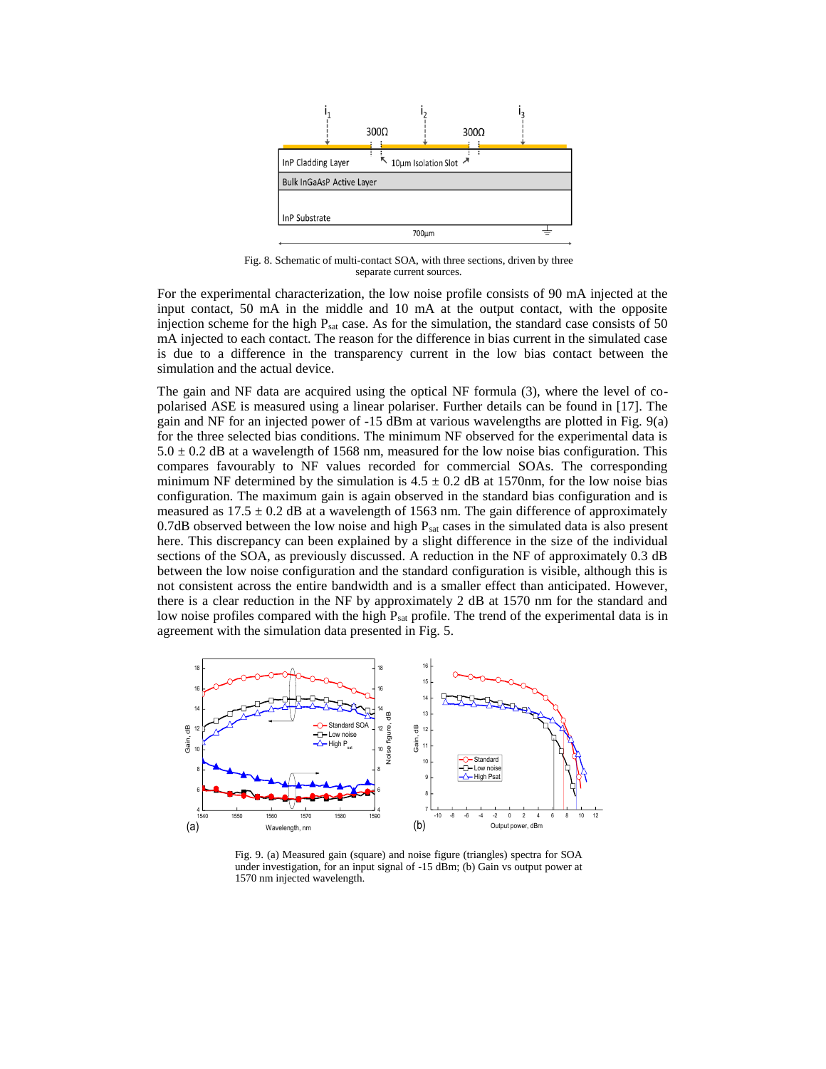Fig. 8. Schematic of multi-contact SOA, with three sections, driven by three separate current sources.

For the experimental characterization, the low noise profile consists of 90 mA injected at the input contact, 50 mA in the middle and 10 mA at the output contact, with the opposite injection scheme for the high $P_{sat}$ case. As for the simulation, the standard case consists of 50 mA injected to each contact. The reason for the difference in bias current in the simulated case is due to a difference in the transparency current in the low bias contact between the simulation and the actual device.

The gain and NF data are acquired using the optical NF formula (3), where the level of co-polarised ASE is measured using a linear polariser. Further details can be found in [17]. The gain and NF for an injected power of -15 dBm at various wavelengths are plotted in Fig. 9(a) for the three selected bias conditions. The minimum NF observed for the experimental data is 5.0 ± 0.2 dB at a wavelength of 1568 nm, measured for the low noise bias configuration. This compares favourably to NF values recorded for commercial SOAs. The corresponding minimum NF determined by the simulation is 4.5 ± 0.2 dB at 1570nm, for the low noise bias configuration. The maximum gain is again observed in the standard bias configuration and is measured as 17.5 ± 0.2 dB at a wavelength of 1563 nm. The gain difference of approximately 0.7dB observed between the low noise and high $P_{sat}$ cases in the simulated data is also present here. This discrepancy can been explained by a slight difference in the size of the individual sections of the SOA, as previously discussed. A reduction in the NF of approximately 0.3 dB between the low noise configuration and the standard configuration is visible, although this is not consistent across the entire bandwidth and is a smaller effect than anticipated. However, there is a clear reduction in the NF by approximately 2 dB at 1570 nm for the standard and low noise profiles compared with the high $P_{sat}$ profile. The trend of the experimental data is in agreement with the simulation data presented in Fig. 5.

Fig. 9. (a) Measured gain (square) and noise figure (triangles) spectra for SOA under investigation, for an input signal of -15 dBm; (b) Gain vs output power at 1570 nm injected wavelength.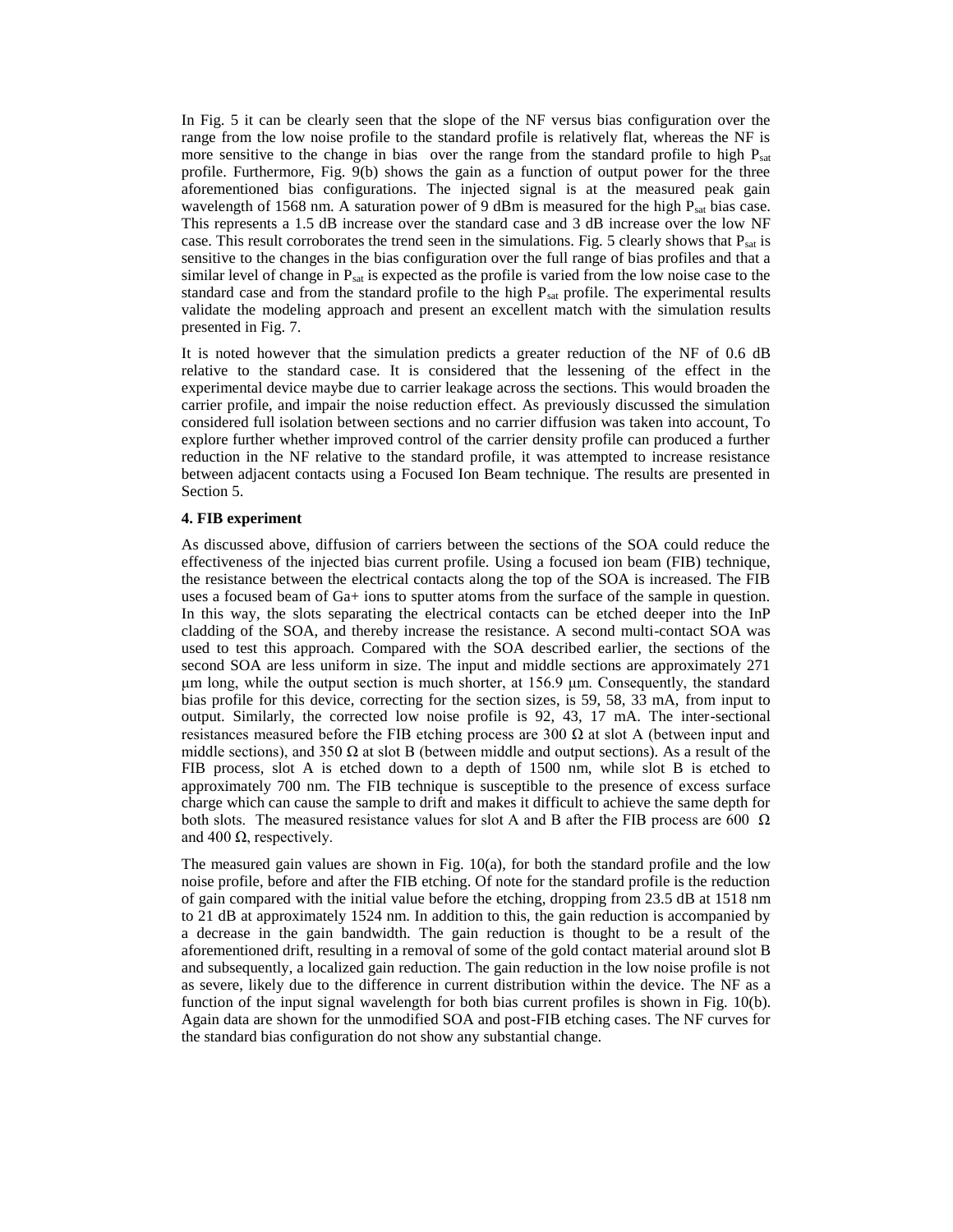In Fig. 5 it can be clearly seen that the slope of the NF versus bias configuration over the range from the low noise profile to the standard profile is relatively flat, whereas the NF is more sensitive to the change in bias over the range from the standard profile to high $P_{sat}$ profile. Furthermore, Fig. 9(b) shows the gain as a function of output power for the three aforementioned bias configurations. The injected signal is at the measured peak gain wavelength of 1568 nm. A saturation power of 9 dBm is measured for the high $P_{sat}$ bias case. This represents a 1.5 dB increase over the standard case and 3 dB increase over the low NF case. This result corroborates the trend seen in the simulations. Fig. 5 clearly shows that $P_{sat}$ is sensitive to the changes in the bias configuration over the full range of bias profiles and that a similar level of change in $P_{sat}$ is expected as the profile is varied from the low noise case to the standard case and from the standard profile to the high $P_{sat}$ profile. The experimental results validate the modeling approach and present an excellent match with the simulation results presented in Fig. 7.

It is noted however that the simulation predicts a greater reduction of the NF of 0.6 dB relative to the standard case. It is considered that the lessening of the effect in the experimental device maybe due to carrier leakage across the sections. This would broaden the carrier profile, and impair the noise reduction effect. As previously discussed the simulation considered full isolation between sections and no carrier diffusion was taken into account, To explore further whether improved control of the carrier density profile can produced a further reduction in the NF relative to the standard profile, it was attempted to increase resistance between adjacent contacts using a Focused Ion Beam technique. The results are presented in Section 5.

**4. FIB experiment**

As discussed above, diffusion of carriers between the sections of the SOA could reduce the effectiveness of the injected bias current profile. Using a focused ion beam (FIB) technique, the resistance between the electrical contacts along the top of the SOA is increased. The FIB uses a focused beam of Ga+ ions to sputter atoms from the surface of the sample in question. In this way, the slots separating the electrical contacts can be etched deeper into the InP cladding of the SOA, and thereby increase the resistance. A second multi-contact SOA was used to test this approach. Compared with the SOA described earlier, the sections of the second SOA are less uniform in size. The input and middle sections are approximately 271 μm long, while the output section is much shorter, at 156.9 μm. Consequently, the standard bias profile for this device, correcting for the section sizes, is 59, 58, 33 mA, from input to output. Similarly, the corrected low noise profile is 92, 43, 17 mA. The inter-sectional resistances measured before the FIB etching process are 300 Ω at slot A (between input and middle sections), and 350 Ω at slot B (between middle and output sections). As a result of the FIB process, slot A is etched down to a depth of 1500 nm, while slot B is etched to approximately 700 nm. The FIB technique is susceptible to the presence of excess surface charge which can cause the sample to drift and makes it difficult to achieve the same depth for both slots. The measured resistance values for slot A and B after the FIB process are 600 Ω and 400 Ω, respectively.

The measured gain values are shown in Fig. 10(a), for both the standard profile and the low noise profile, before and after the FIB etching. Of note for the standard profile is the reduction of gain compared with the initial value before the etching, dropping from 23.5 dB at 1518 nm to 21 dB at approximately 1524 nm. In addition to this, the gain reduction is accompanied by a decrease in the gain bandwidth. The gain reduction is thought to be a result of the aforementioned drift, resulting in a removal of some of the gold contact material around slot B and subsequently, a localized gain reduction. The gain reduction in the low noise profile is not as severe, likely due to the difference in current distribution within the device. The NF as a function of the input signal wavelength for both bias current profiles is shown in Fig. 10(b). Again data are shown for the unmodified SOA and post-FIB etching cases. The NF curves for the standard bias configuration do not show any substantial change.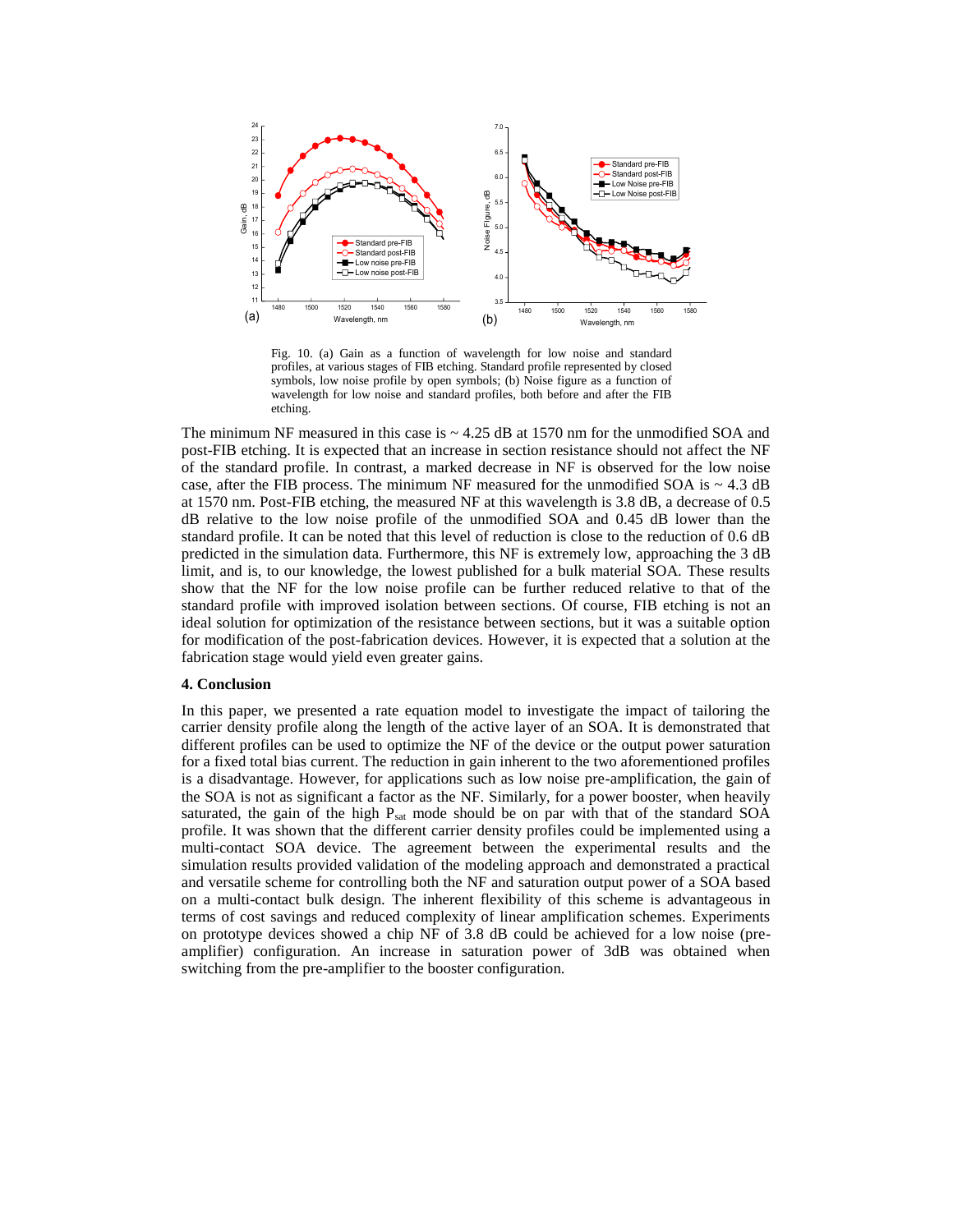24
23
22
21
20
19
18
17
16
15
14
13
12
11

Gain, dB

1480 1500 1520 1540 1560 1580

Wavelength, nm

(a)

Standard pre-FIB
Standard post-FIB
Low noise pre-FIB
Low noise post-FIB

7.0
6.5
6.0
5.5
5.0
4.5
4.0
3.5

Noise Figure, dB

1480 1500 1520 1540 1560 1580

Wavelength, nm

(b)

Standard pre-FIB
Standard post-FIB
Low Noise pre-FIB
Low Noise post-FIB

Fig. 10. (a) Gain as a function of wavelength for low noise and standard profiles, at various stages of FIB etching. Standard profile represented by closed symbols, low noise profile by open symbols; (b) Noise figure as a function of wavelength for low noise and standard profiles, both before and after the FIB etching.

The minimum NF measured in this case is ~ 4.25 dB at 1570 nm for the unmodified SOA and post-FIB etching. It is expected that an increase in section resistance should not affect the NF of the standard profile. In contrast, a marked decrease in NF is observed for the low noise case, after the FIB process. The minimum NF measured for the unmodified SOA is ~ 4.3 dB at 1570 nm. Post-FIB etching, the measured NF at this wavelength is 3.8 dB, a decrease of 0.5 dB relative to the low noise profile of the unmodified SOA and 0.45 dB lower than the standard profile. It can be noted that this level of reduction is close to the reduction of 0.6 dB predicted in the simulation data. Furthermore, this NF is extremely low, approaching the 3 dB limit, and is, to our knowledge, the lowest published for a bulk material SOA. These results show that the NF for the low noise profile can be further reduced relative to that of the standard profile with improved isolation between sections. Of course, FIB etching is not an ideal solution for optimization of the resistance between sections, but it was a suitable option for modification of the post-fabrication devices. However, it is expected that a solution at the fabrication stage would yield even greater gains.

## 4. Conclusion

In this paper, we presented a rate equation model to investigate the impact of tailoring the carrier density profile along the length of the active layer of an SOA. It is demonstrated that different profiles can be used to optimize the NF of the device or the output power saturation for a fixed total bias current. The reduction in gain inherent to the two aforementioned profiles is a disadvantage. However, for applications such as low noise pre-amplification, the gain of the SOA is not as significant a factor as the NF. Similarly, for a power booster, when heavily saturated, the gain of the high $P_{sat}$ mode should be on par with that of the standard SOA profile. It was shown that the different carrier density profiles could be implemented using a multi-contact SOA device. The agreement between the experimental results and the simulation results provided validation of the modeling approach and demonstrated a practical and versatile scheme for controlling both the NF and saturation output power of a SOA based on a multi-contact bulk design. The inherent flexibility of this scheme is advantageous in terms of cost savings and reduced complexity of linear amplification schemes. Experiments on prototype devices showed a chip NF of 3.8 dB could be achieved for a low noise (pre-amplifier) configuration. An increase in saturation power of 3dB was obtained when switching from the pre-amplifier to the booster configuration.